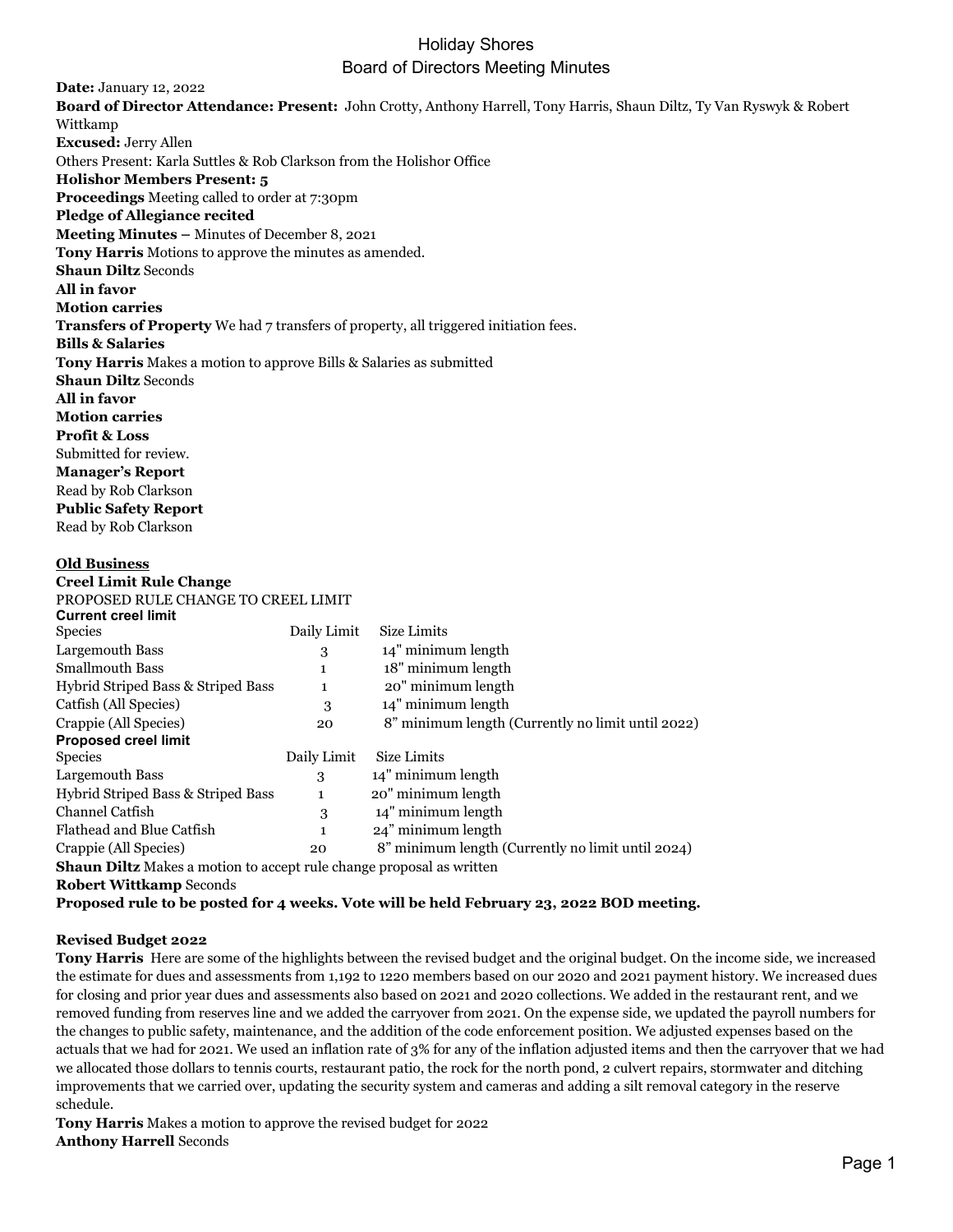# Holiday Shores
## Board of Directors Meeting Minutes

**Date:** January 12, 2022

**Board of Director Attendance: Present:** John Crotty, Anthony Harrell, Tony Harris, Shaun Diltz, Ty Van Ryswyk & Robert Wittkamp

**Excused:** Jerry Allen

Others Present: Karla Suttles & Rob Clarkson from the Holishor Office

**Holishor Members Present: 5**

**Proceedings** Meeting called to order at 7:30pm

**Pledge of Allegiance recited**

**Meeting Minutes –** Minutes of December 8, 2021

**Tony Harris** Motions to approve the minutes as amended.

**Shaun Diltz** Seconds

**All in favor**

**Motion carries**

**Transfers of Property** We had 7 transfers of property, all triggered initiation fees.

**Bills & Salaries**

**Tony Harris** Makes a motion to approve Bills & Salaries as submitted

**Shaun Diltz** Seconds

**All in favor**

**Motion carries**

**Profit & Loss**

Submitted for review.

**Manager's Report**

Read by Rob Clarkson

**Public Safety Report**

Read by Rob Clarkson

**Old Business**

**Creel Limit Rule Change**

PROPOSED RULE CHANGE TO CREEL LIMIT

**Current creel limit**

| Species | Daily Limit | Size Limits |
|---|---|---|
| Largemouth Bass | 3 | 14" minimum length |
| Smallmouth Bass | 1 | 18" minimum length |
| Hybrid Striped Bass & Striped Bass | 1 | 20" minimum length |
| Catfish (All Species) | 3 | 14" minimum length |
| Crappie (All Species) | 20 | 8" minimum length (Currently no limit until 2022) |

**Proposed creel limit**

| Species | Daily Limit | Size Limits |
|---|---|---|
| Largemouth Bass | 3 | 14" minimum length |
| Hybrid Striped Bass & Striped Bass | 1 | 20" minimum length |
| Channel Catfish | 3 | 14" minimum length |
| Flathead and Blue Catfish | 1 | 24" minimum length |
| Crappie (All Species) | 20 | 8" minimum length (Currently no limit until 2024) |

**Shaun Diltz** Makes a motion to accept rule change proposal as written

**Robert Wittkamp** Seconds

**Proposed rule to be posted for 4 weeks. Vote will be held February 23, 2022 BOD meeting.**

**Revised Budget 2022**

**Tony Harris** Here are some of the highlights between the revised budget and the original budget. On the income side, we increased the estimate for dues and assessments from 1,192 to 1220 members based on our 2020 and 2021 payment history. We increased dues for closing and prior year dues and assessments also based on 2021 and 2020 collections. We added in the restaurant rent, and we removed funding from reserves line and we added the carryover from 2021. On the expense side, we updated the payroll numbers for the changes to public safety, maintenance, and the addition of the code enforcement position. We adjusted expenses based on the actuals that we had for 2021. We used an inflation rate of 3% for any of the inflation adjusted items and then the carryover that we had we allocated those dollars to tennis courts, restaurant patio, the rock for the north pond, 2 culvert repairs, stormwater and ditching improvements that we carried over, updating the security system and cameras and adding a silt removal category in the reserve schedule.

**Tony Harris** Makes a motion to approve the revised budget for 2022

**Anthony Harrell** Seconds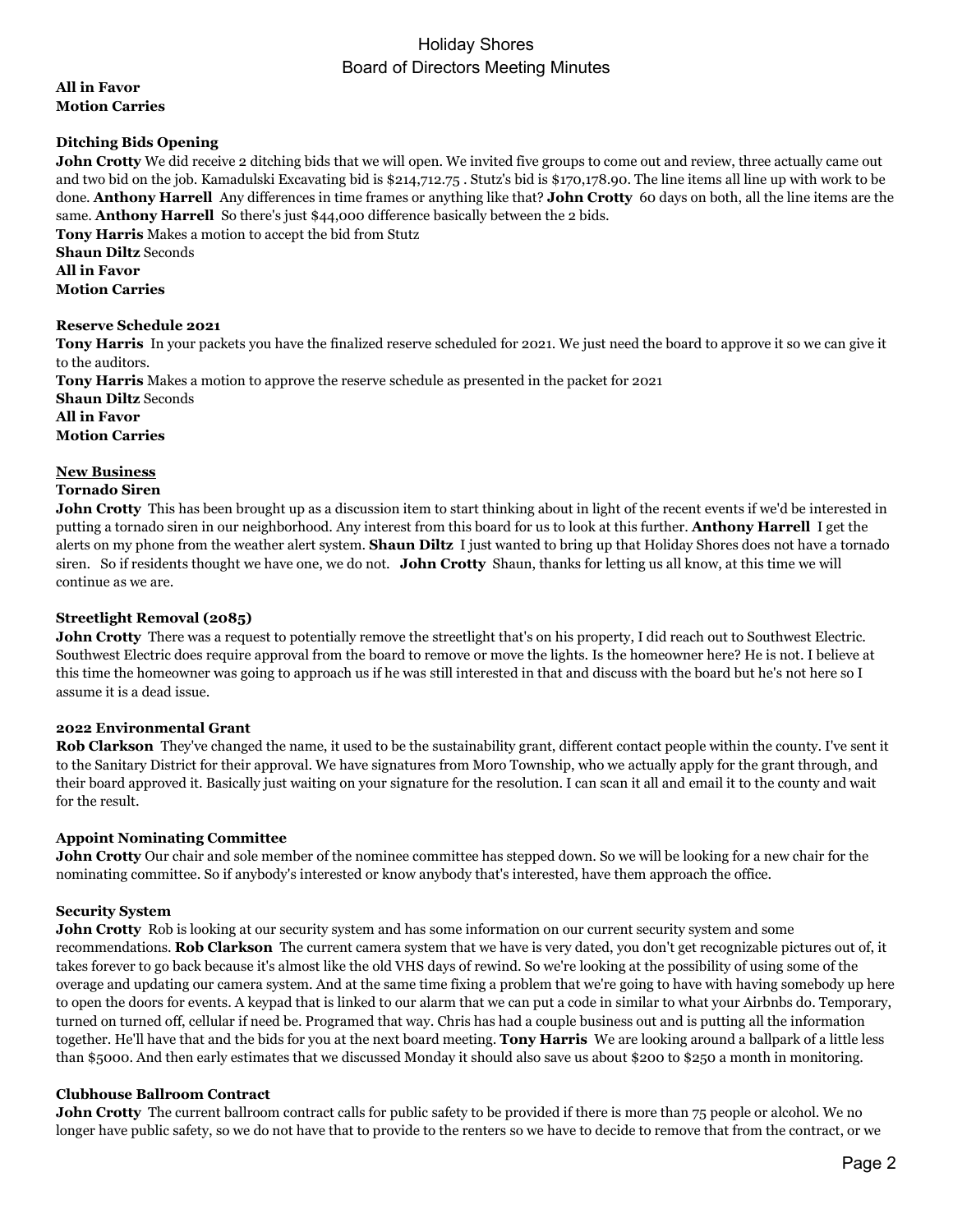**All in Favor**
**Motion Carries**

**Ditching Bids Opening**
**John Crotty** We did receive 2 ditching bids that we will open. We invited five groups to come out and review, three actually came out and two bid on the job. Kamadulski Excavating bid is $214,712.75 . Stutz's bid is $170,178.90. The line items all line up with work to be done. **Anthony Harrell** Any differences in time frames or anything like that? **John Crotty** 60 days on both, all the line items are the same. **Anthony Harrell** So there's just $44,000 difference basically between the 2 bids.
**Tony Harris** Makes a motion to accept the bid from Stutz
**Shaun Diltz** Seconds
**All in Favor**
**Motion Carries**

**Reserve Schedule 2021**
**Tony Harris** In your packets you have the finalized reserve scheduled for 2021. We just need the board to approve it so we can give it to the auditors.
**Tony Harris** Makes a motion to approve the reserve schedule as presented in the packet for 2021
**Shaun Diltz** Seconds
**All in Favor**
**Motion Carries**

**New Business**

**Tornado Siren**
**John Crotty** This has been brought up as a discussion item to start thinking about in light of the recent events if we'd be interested in putting a tornado siren in our neighborhood. Any interest from this board for us to look at this further. **Anthony Harrell** I get the alerts on my phone from the weather alert system. **Shaun Diltz** I just wanted to bring up that Holiday Shores does not have a tornado siren. So if residents thought we have one, we do not. **John Crotty** Shaun, thanks for letting us all know, at this time we will continue as we are.

**Streetlight Removal (2085)**
**John Crotty** There was a request to potentially remove the streetlight that's on his property, I did reach out to Southwest Electric. Southwest Electric does require approval from the board to remove or move the lights. Is the homeowner here? He is not. I believe at this time the homeowner was going to approach us if he was still interested in that and discuss with the board but he's not here so I assume it is a dead issue.

**2022 Environmental Grant**
**Rob Clarkson** They've changed the name, it used to be the sustainability grant, different contact people within the county. I've sent it to the Sanitary District for their approval. We have signatures from Moro Township, who we actually apply for the grant through, and their board approved it. Basically just waiting on your signature for the resolution. I can scan it all and email it to the county and wait for the result.

**Appoint Nominating Committee**
**John Crotty** Our chair and sole member of the nominee committee has stepped down. So we will be looking for a new chair for the nominating committee. So if anybody's interested or know anybody that's interested, have them approach the office.

**Security System**
**John Crotty** Rob is looking at our security system and has some information on our current security system and some recommendations. **Rob Clarkson** The current camera system that we have is very dated, you don't get recognizable pictures out of, it takes forever to go back because it's almost like the old VHS days of rewind. So we're looking at the possibility of using some of the overage and updating our camera system. And at the same time fixing a problem that we're going to have with having somebody up here to open the doors for events. A keypad that is linked to our alarm that we can put a code in similar to what your Airbnbs do. Temporary, turned on turned off, cellular if need be. Programed that way. Chris has had a couple business out and is putting all the information together. He'll have that and the bids for you at the next board meeting. **Tony Harris** We are looking around a ballpark of a little less than $5000. And then early estimates that we discussed Monday it should also save us about $200 to $250 a month in monitoring.

**Clubhouse Ballroom Contract**
**John Crotty** The current ballroom contract calls for public safety to be provided if there is more than 75 people or alcohol. We no longer have public safety, so we do not have that to provide to the renters so we have to decide to remove that from the contract, or we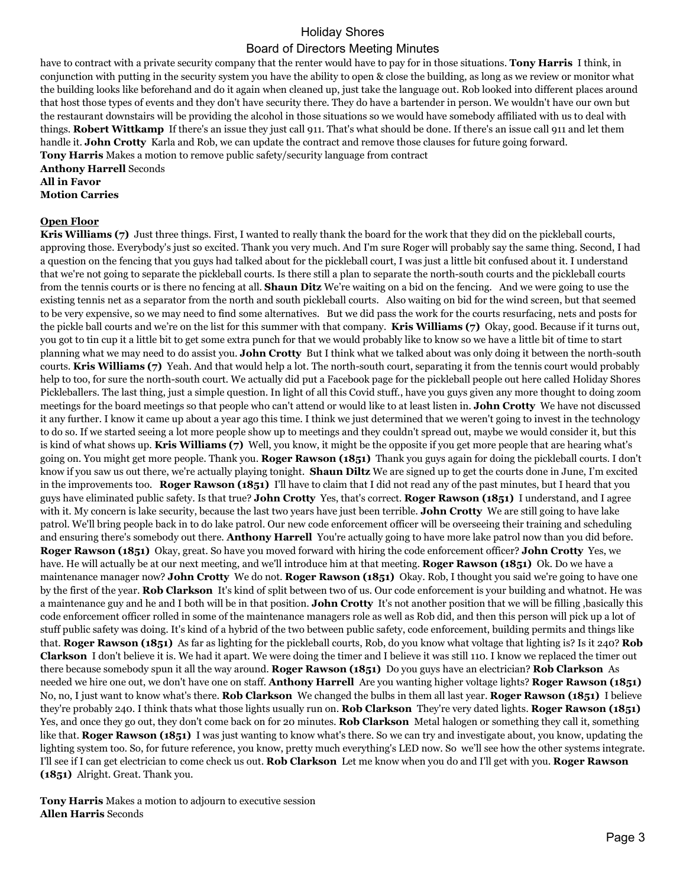have to contract with a private security company that the renter would have to pay for in those situations. **Tony Harris** I think, in conjunction with putting in the security system you have the ability to open & close the building, as long as we review or monitor what the building looks like beforehand and do it again when cleaned up, just take the language out. Rob looked into different places around that host those types of events and they don't have security there. They do have a bartender in person. We wouldn't have our own but the restaurant downstairs will be providing the alcohol in those situations so we would have somebody affiliated with us to deal with things. **Robert Wittkamp** If there's an issue they just call 911. That's what should be done. If there's an issue call 911 and let them handle it. **John Crotty** Karla and Rob, we can update the contract and remove those clauses for future going forward.

**Tony Harris** Makes a motion to remove public safety/security language from contract
**Anthony Harrell** Seconds
**All in Favor**
**Motion Carries**

**Open Floor**

**Kris Williams (7)** Just three things. First, I wanted to really thank the board for the work that they did on the pickleball courts, approving those. Everybody's just so excited. Thank you very much. And I'm sure Roger will probably say the same thing. Second, I had a question on the fencing that you guys had talked about for the pickleball court, I was just a little bit confused about it. I understand that we're not going to separate the pickleball courts. Is there still a plan to separate the north-south courts and the pickleball courts from the tennis courts or is there no fencing at all. **Shaun Ditz** We're waiting on a bid on the fencing. And we were going to use the existing tennis net as a separator from the north and south pickleball courts. Also waiting on bid for the wind screen, but that seemed to be very expensive, so we may need to find some alternatives. But we did pass the work for the courts resurfacing, nets and posts for the pickle ball courts and we're on the list for this summer with that company. **Kris Williams (7)** Okay, good. Because if it turns out, you got to tin cup it a little bit to get some extra punch for that we would probably like to know so we have a little bit of time to start planning what we may need to do assist you. **John Crotty** But I think what we talked about was only doing it between the north-south courts. **Kris Williams (7)** Yeah. And that would help a lot. The north-south court, separating it from the tennis court would probably help to too, for sure the north-south court. We actually did put a Facebook page for the pickleball people out here called Holiday Shores Pickleballers. The last thing, just a simple question. In light of all this Covid stuff., have you guys given any more thought to doing zoom meetings for the board meetings so that people who can't attend or would like to at least listen in. **John Crotty** We have not discussed it any further. I know it came up about a year ago this time. I think we just determined that we weren't going to invest in the technology to do so. If we started seeing a lot more people show up to meetings and they couldn't spread out, maybe we would consider it, but this is kind of what shows up. **Kris Williams (7)** Well, you know, it might be the opposite if you get more people that are hearing what's going on. You might get more people. Thank you. **Roger Rawson (1851)** Thank you guys again for doing the pickleball courts. I don't know if you saw us out there, we're actually playing tonight. **Shaun Diltz** We are signed up to get the courts done in June, I'm excited in the improvements too. **Roger Rawson (1851)** I'll have to claim that I did not read any of the past minutes, but I heard that you guys have eliminated public safety. Is that true? **John Crotty** Yes, that's correct. **Roger Rawson (1851)** I understand, and I agree with it. My concern is lake security, because the last two years have just been terrible. **John Crotty** We are still going to have lake patrol. We'll bring people back in to do lake patrol. Our new code enforcement officer will be overseeing their training and scheduling and ensuring there's somebody out there. **Anthony Harrell** You're actually going to have more lake patrol now than you did before. **Roger Rawson (1851)** Okay, great. So have you moved forward with hiring the code enforcement officer? **John Crotty** Yes, we have. He will actually be at our next meeting, and we'll introduce him at that meeting. **Roger Rawson (1851)** Ok. Do we have a maintenance manager now? **John Crotty** We do not. **Roger Rawson (1851)** Okay. Rob, I thought you said we're going to have one by the first of the year. **Rob Clarkson** It's kind of split between two of us. Our code enforcement is your building and whatnot. He was a maintenance guy and he and I both will be in that position. **John Crotty** It's not another position that we will be filling ,basically this code enforcement officer rolled in some of the maintenance managers role as well as Rob did, and then this person will pick up a lot of stuff public safety was doing. It's kind of a hybrid of the two between public safety, code enforcement, building permits and things like that. **Roger Rawson (1851)** As far as lighting for the pickleball courts, Rob, do you know what voltage that lighting is? Is it 240? **Rob Clarkson** I don't believe it is. We had it apart. We were doing the timer and I believe it was still 110. I know we replaced the timer out there because somebody spun it all the way around. **Roger Rawson (1851)** Do you guys have an electrician? **Rob Clarkson** As needed we hire one out, we don't have one on staff. **Anthony Harrell** Are you wanting higher voltage lights? **Roger Rawson (1851)** No, no, I just want to know what's there. **Rob Clarkson** We changed the bulbs in them all last year. **Roger Rawson (1851)** I believe they're probably 240. I think thats what those lights usually run on. **Rob Clarkson** They're very dated lights. **Roger Rawson (1851)** Yes, and once they go out, they don't come back on for 20 minutes. **Rob Clarkson** Metal halogen or something they call it, something like that. **Roger Rawson (1851)** I was just wanting to know what's there. So we can try and investigate about, you know, updating the lighting system too. So, for future reference, you know, pretty much everything's LED now. So we'll see how the other systems integrate. I'll see if I can get electrician to come check us out. **Rob Clarkson** Let me know when you do and I'll get with you. **Roger Rawson (1851)** Alright. Great. Thank you.

**Tony Harris** Makes a motion to adjourn to executive session
**Allen Harris** Seconds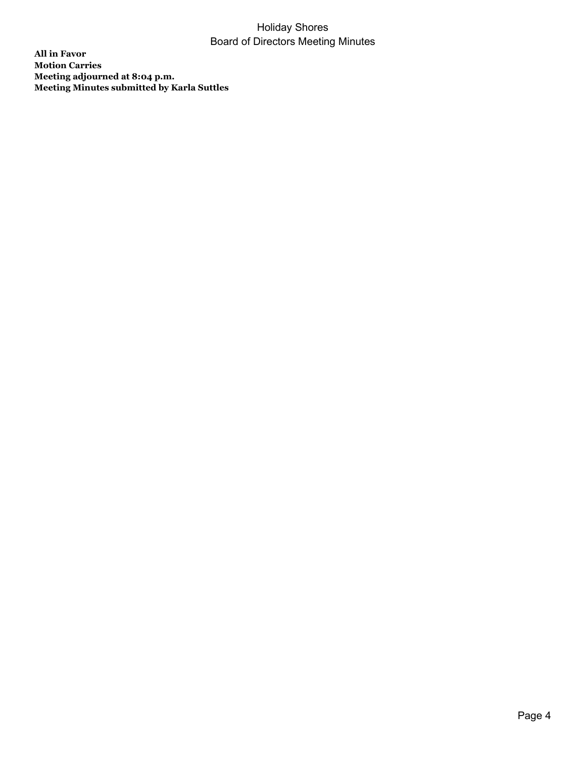**All in Favor**
**Motion Carries**
**Meeting adjourned at 8:04 p.m.**
**Meeting Minutes submitted by Karla Suttles**